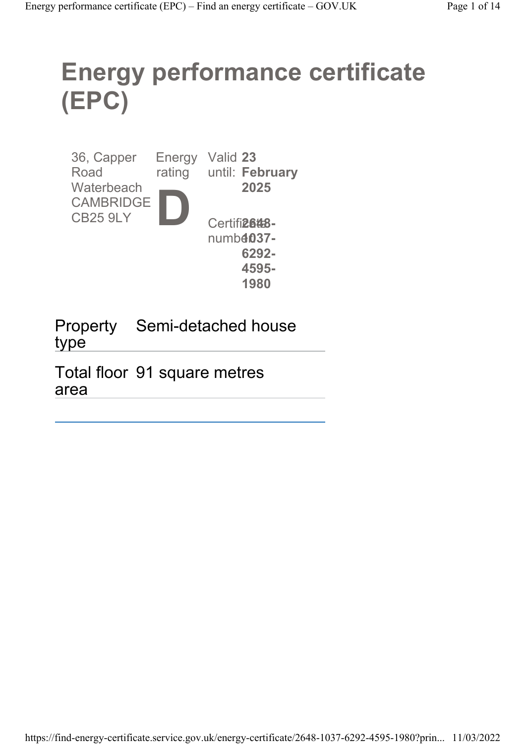# Energy performance certificate (EPC)

36, Capper Road
Waterbeach
CAMBRIDGE
CB25 9LY

Energy rating

**D**

Valid until: **23 February 2025**

Certificate number: **2648-1037-6292-4595-1980**

| | |
|---|---|
| Property type | Semi-detached house |
| Total floor area | 91 square metres |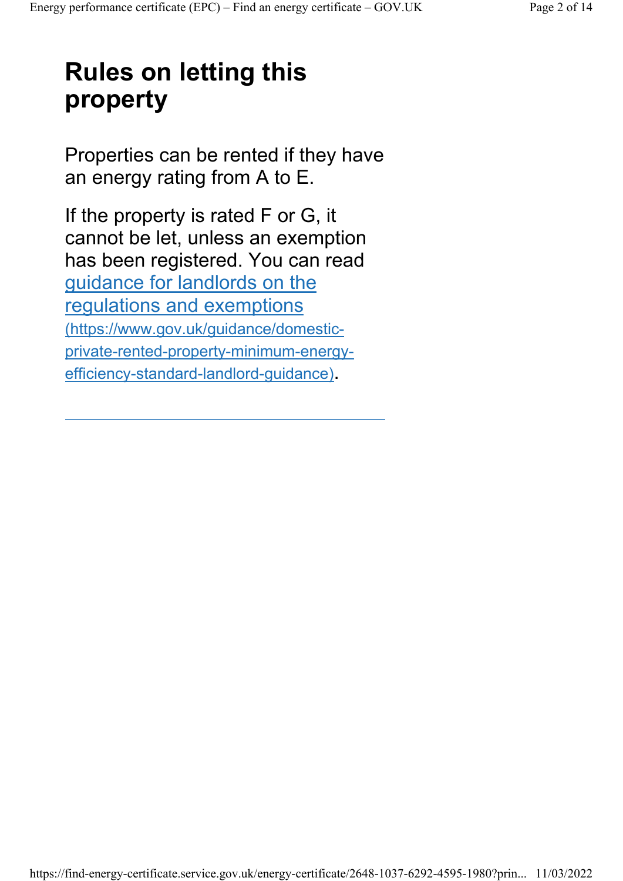## Rules on letting this property

Properties can be rented if they have an energy rating from A to E.

If the property is rated F or G, it cannot be let, unless an exemption has been registered. You can read [guidance for landlords on the regulations and exemptions](https://www.gov.uk/guidance/domestic-private-rented-property-minimum-energy-efficiency-standard-landlord-guidance) (https://www.gov.uk/guidance/domestic-private-rented-property-minimum-energy-efficiency-standard-landlord-guidance).

---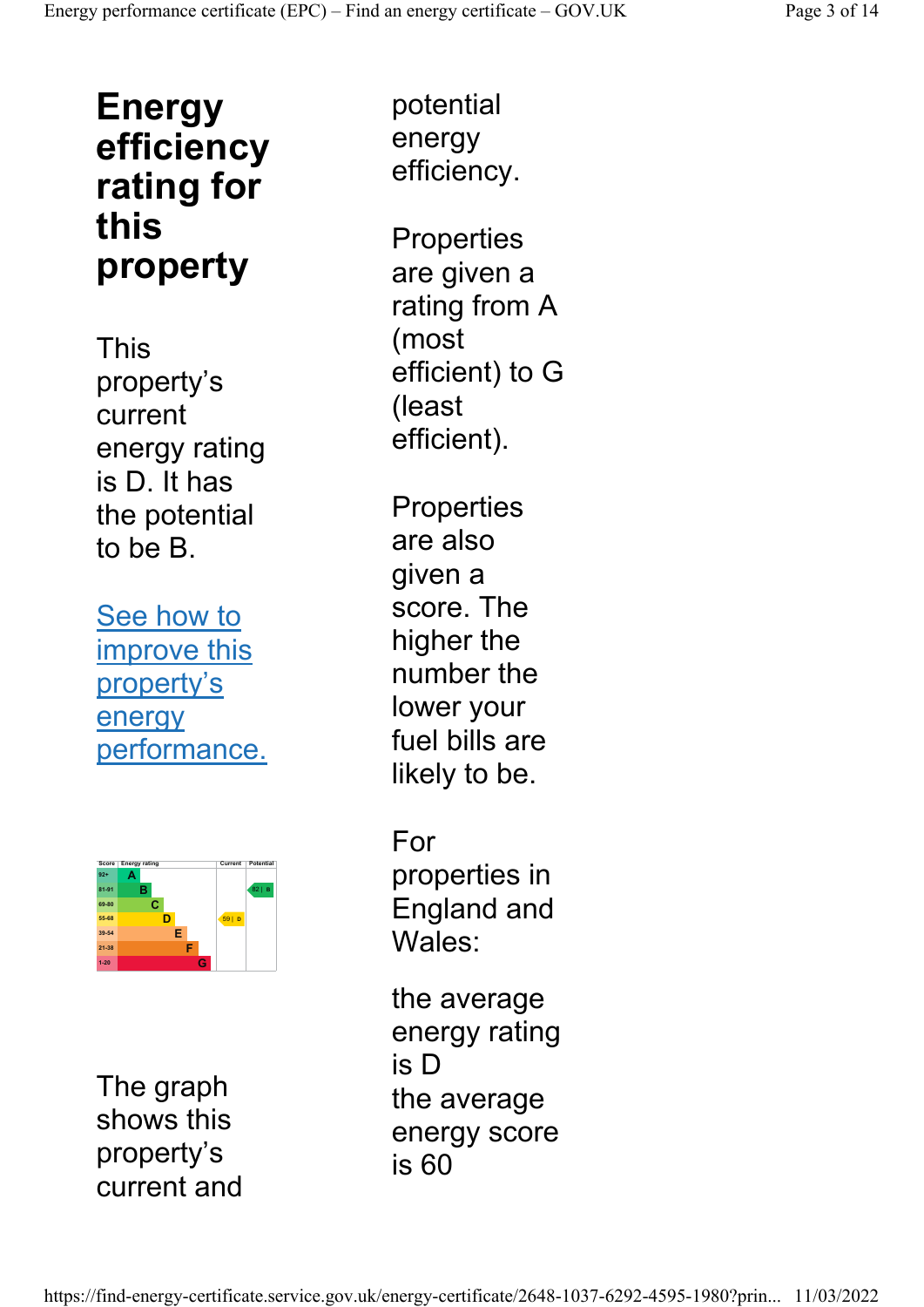# Energy efficiency rating for this property

This property's current energy rating is D. It has the potential to be B.

See how to improve this property's energy performance.

| Score | Energy rating | Current | Potential |
|---|---|---|---|
| 92+ | A | | |
| 81-91 | B | | 82 \| B |
| 69-80 | C | | |
| 55-68 | D | 59 \| D | |
| 39-54 | E | | |
| 21-38 | F | | |
| 1-20 | G | | |

The graph shows this property's current and potential energy efficiency.

Properties are given a rating from A (most efficient) to G (least efficient).

Properties are also given a score. The higher the number the lower your fuel bills are likely to be.

For properties in England and Wales:

the average energy rating is D
the average energy score is 60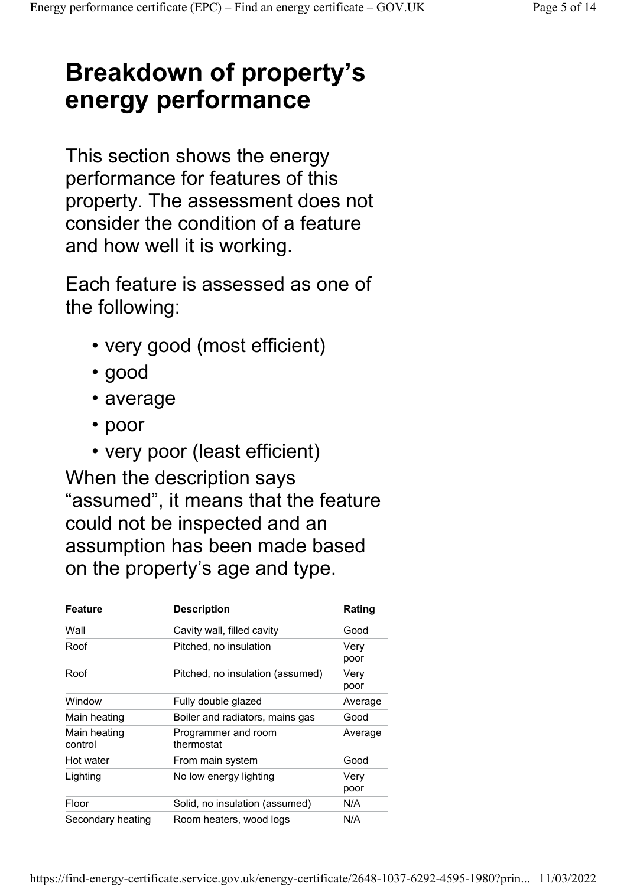# Breakdown of property's energy performance

This section shows the energy performance for features of this property. The assessment does not consider the condition of a feature and how well it is working.

Each feature is assessed as one of the following:

- very good (most efficient)
- good
- average
- poor
- very poor (least efficient)

When the description says "assumed", it means that the feature could not be inspected and an assumption has been made based on the property's age and type.

| Feature | Description | Rating |
|---|---|---|
| Wall | Cavity wall, filled cavity | Good |
| Roof | Pitched, no insulation | Very poor |
| Roof | Pitched, no insulation (assumed) | Very poor |
| Window | Fully double glazed | Average |
| Main heating | Boiler and radiators, mains gas | Good |
| Main heating control | Programmer and room thermostat | Average |
| Hot water | From main system | Good |
| Lighting | No low energy lighting | Very poor |
| Floor | Solid, no insulation (assumed) | N/A |
| Secondary heating | Room heaters, wood logs | N/A |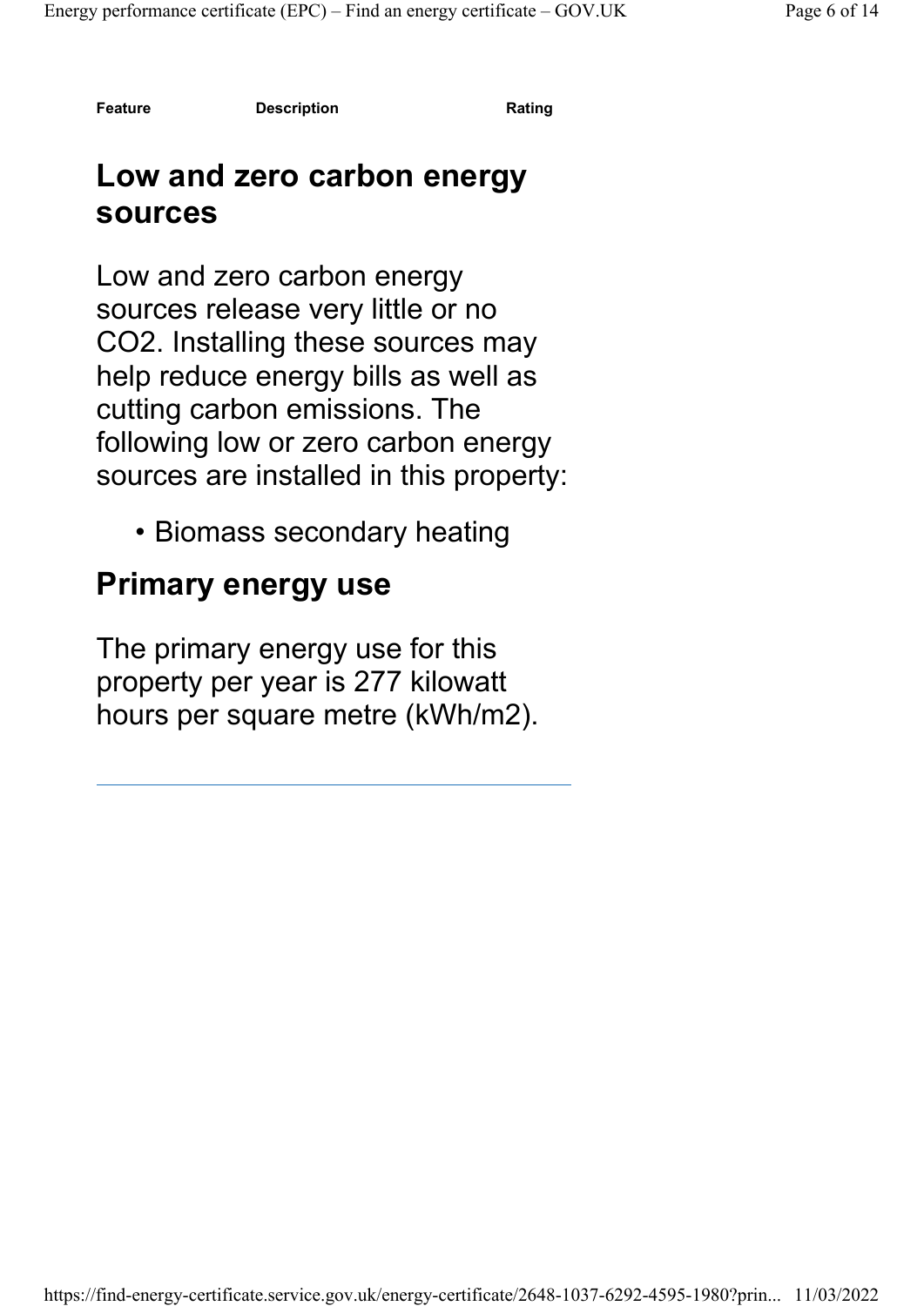| Feature | Description | Rating |
| --- | --- | --- |

## Low and zero carbon energy sources

Low and zero carbon energy sources release very little or no $CO_2$. Installing these sources may help reduce energy bills as well as cutting carbon emissions. The following low or zero carbon energy sources are installed in this property:

- Biomass secondary heating

## Primary energy use

The primary energy use for this property per year is 277 kilowatt hours per square metre (kWh/m2).

---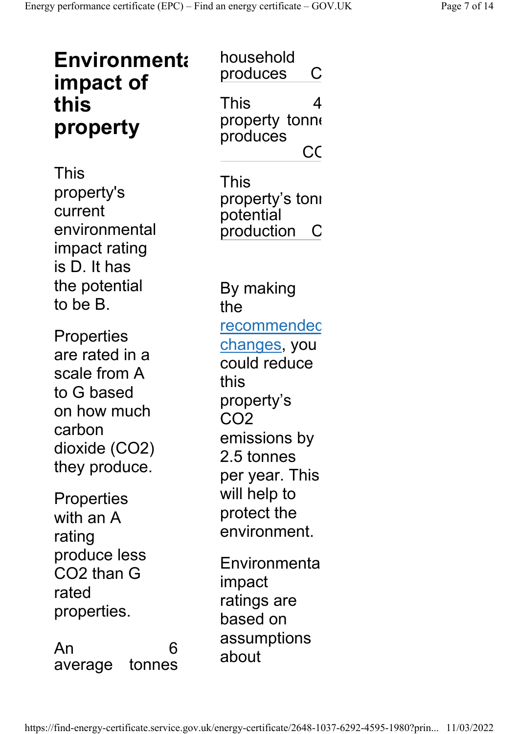# Environmenta impact of this property

This property's current environmental impact rating is D. It has the potential to be B.

Properties are rated in a scale from A to G based on how much carbon dioxide ($CO_2$) they produce.

Properties with an A rating produce less $CO_2$ than G rated properties.

| | |
|---|---|
| An average household produces | 6 tonnes C |
| This property produces | 4 tonne CC |
| This property's potential production | toni C |

By making the [recommended changes](#), you could reduce this property's $CO_2$ emissions by 2.5 tonnes per year. This will help to protect the environment.

Environmenta impact ratings are based on assumptions about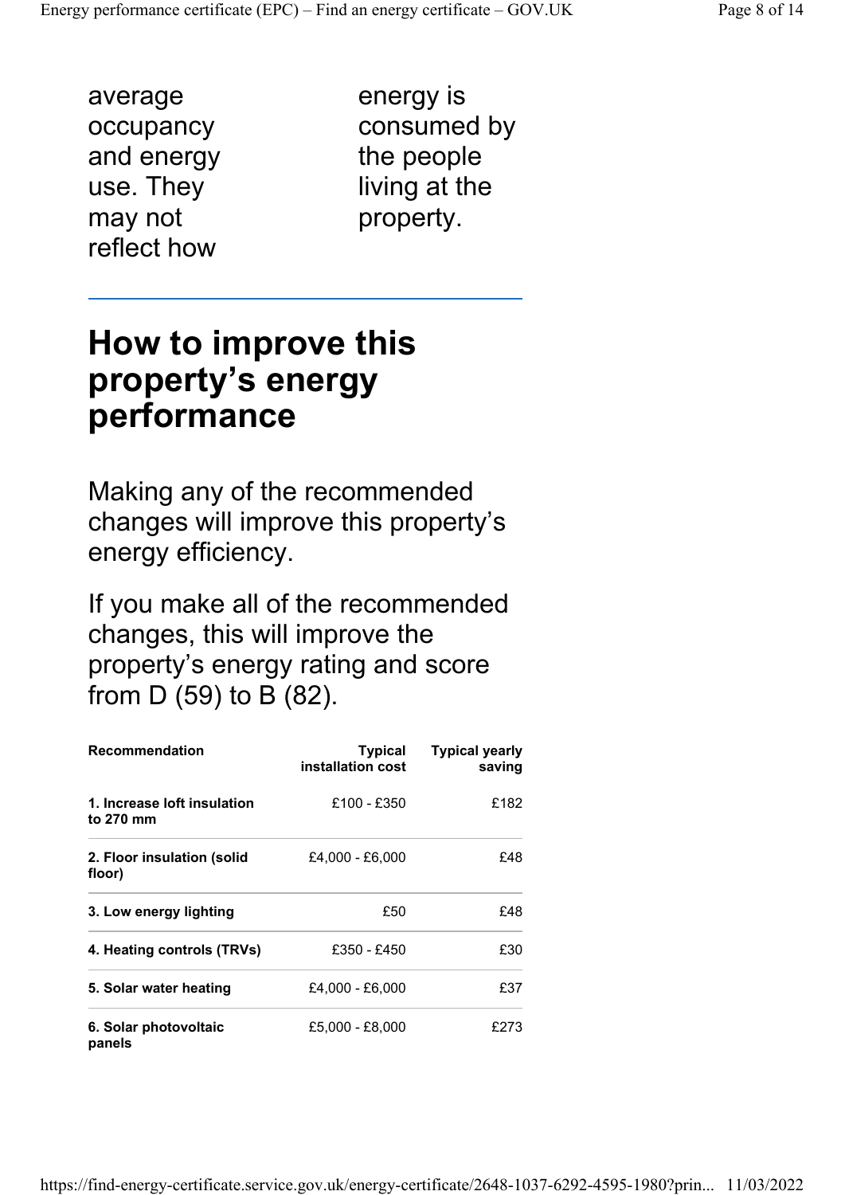average occupancy and energy use. They may not reflect how energy is consumed by the people living at the property.

## How to improve this property's energy performance

Making any of the recommended changes will improve this property's energy efficiency.

If you make all of the recommended changes, this will improve the property's energy rating and score from D (59) to B (82).

| Recommendation | Typical installation cost | Typical yearly saving |
| --- | --- | --- |
| **1. Increase loft insulation to 270 mm** | £100 - £350 | £182 |
| **2. Floor insulation (solid floor)** | £4,000 - £6,000 | £48 |
| **3. Low energy lighting** | £50 | £48 |
| **4. Heating controls (TRVs)** | £350 - £450 | £30 |
| **5. Solar water heating** | £4,000 - £6,000 | £37 |
| **6. Solar photovoltaic panels** | £5,000 - £8,000 | £273 |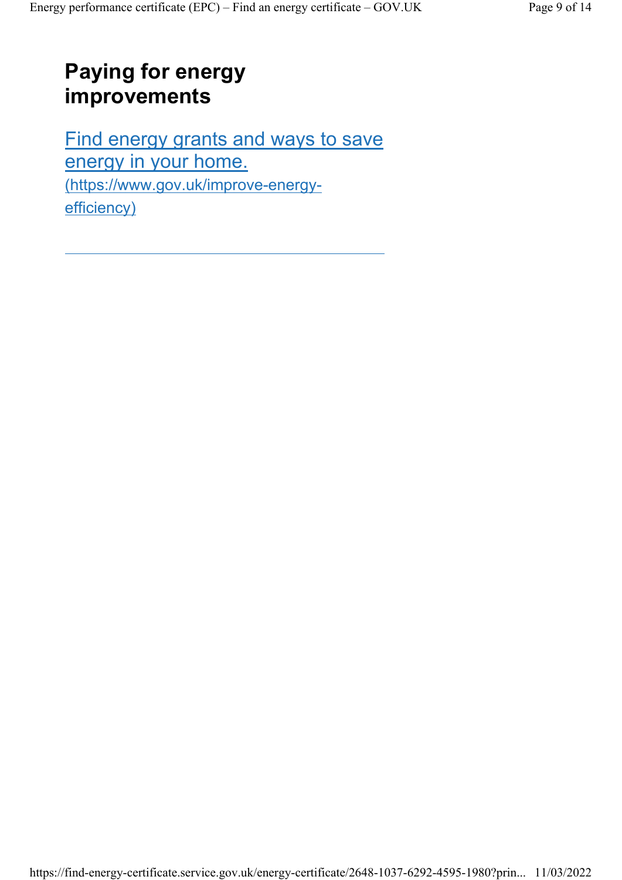## Paying for energy improvements

[Find energy grants and ways to save energy in your home.](https://www.gov.uk/improve-energy-efficiency) (https://www.gov.uk/improve-energy-efficiency)

---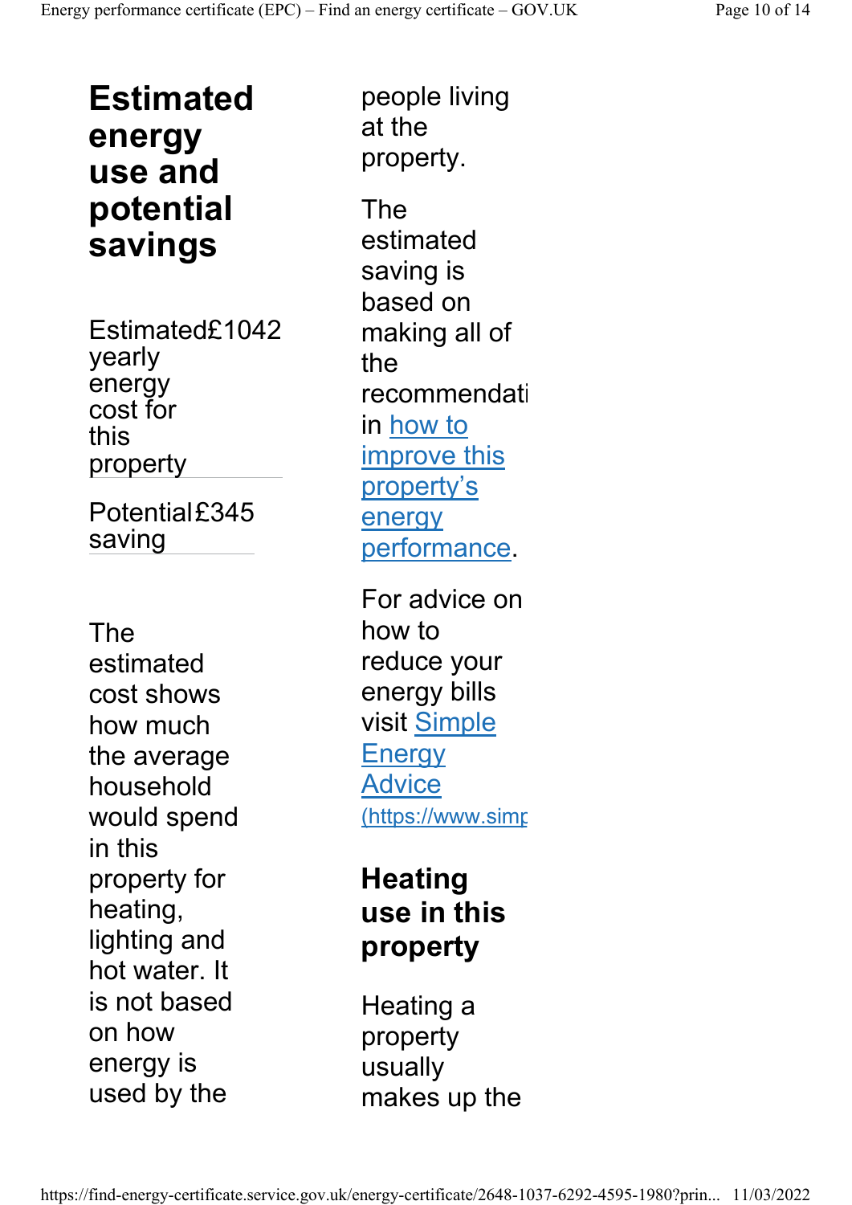## Estimated energy use and potential savings

| | |
|---|---|
| Estimated yearly energy cost for this property | £1042 |
| Potential saving | £345 |

The estimated cost shows how much the average household would spend in this property for heating, lighting and hot water. It is not based on how energy is used by the people living at the property.

The estimated saving is based on making all of the recommendati in how to improve this property's energy performance.

For advice on how to reduce your energy bills visit Simple Energy Advice (https://www.simp

## Heating use in this property

Heating a property usually makes up the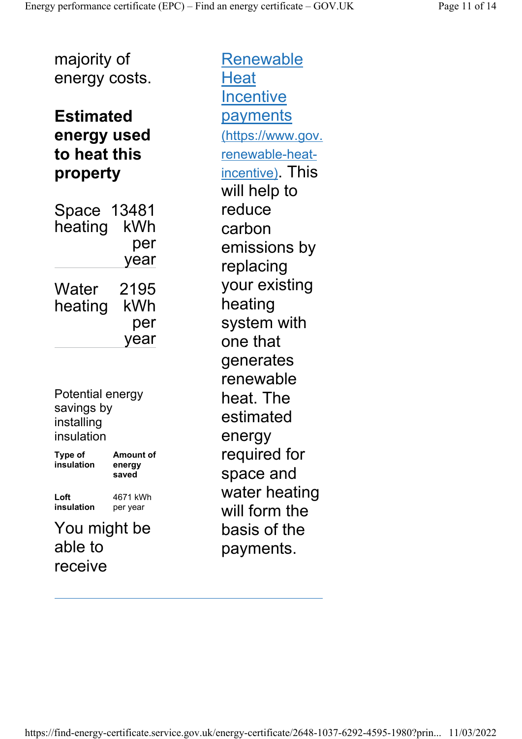majority of energy costs.

### Estimated energy used to heat this property

| | |
|---|---|
| Space heating | 13481 kWh per year |
| Water heating | 2195 kWh per year |

Potential energy savings by installing insulation

| Type of insulation | Amount of energy saved |
|---|---|
| Loft insulation | 4671 kWh per year |

You might be able to receive [Renewable Heat Incentive payments (https://www.gov.renewable-heat-incentive)](https://www.gov.renewable-heat-incentive). This will help to reduce carbon emissions by replacing your existing heating system with one that generates renewable heat. The estimated energy required for space and water heating will form the basis of the payments.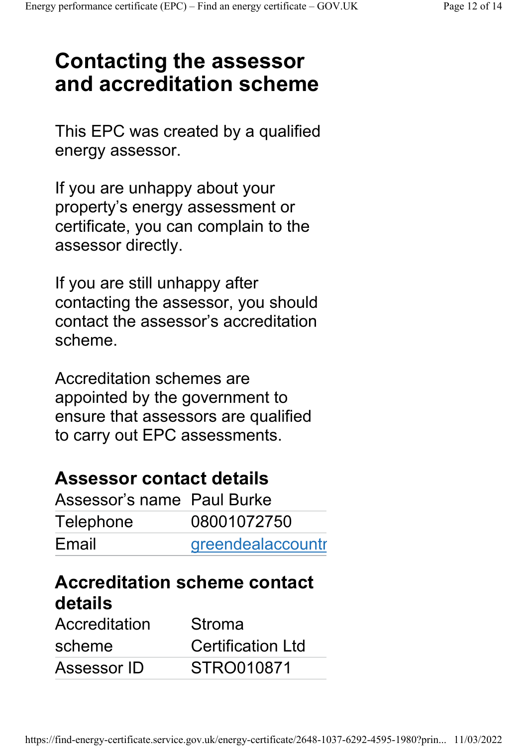# Contacting the assessor and accreditation scheme

This EPC was created by a qualified energy assessor.

If you are unhappy about your property's energy assessment or certificate, you can complain to the assessor directly.

If you are still unhappy after contacting the assessor, you should contact the assessor's accreditation scheme.

Accreditation schemes are appointed by the government to ensure that assessors are qualified to carry out EPC assessments.

## Assessor contact details

| | |
|---|---|
| Assessor's name | Paul Burke |
| Telephone | 08001072750 |
| Email | greendealaccountr |

## Accreditation scheme contact details

| | |
|---|---|
| Accreditation scheme | Stroma Certification Ltd |
| Assessor ID | STRO010871 |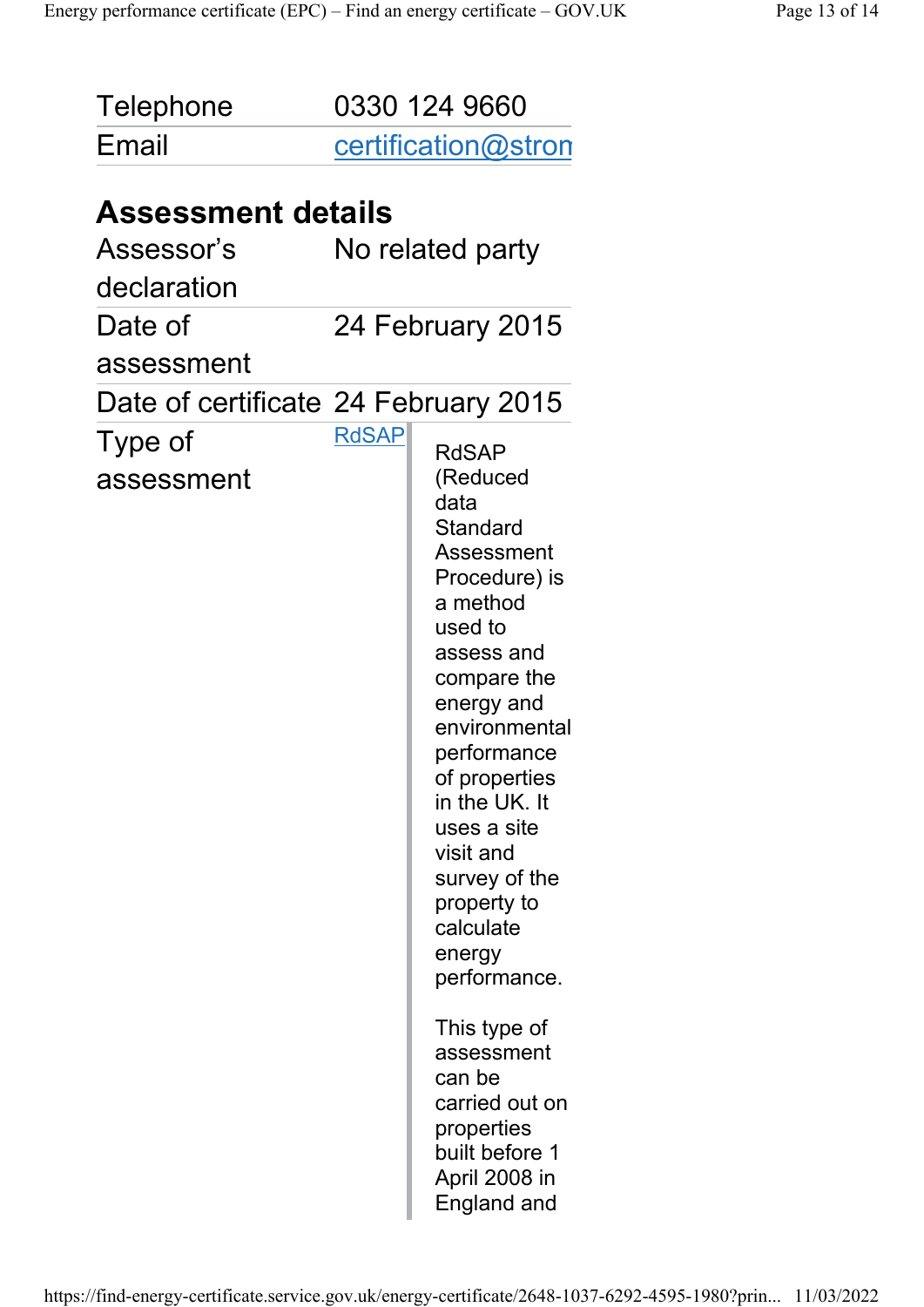| | |
|---|---|
| Telephone | 0330 124 9660 |
| Email | certification@stron |

## Assessment details

| | |
|---|---|
| Assessor's declaration | No related party |
| Date of assessment | 24 February 2015 |
| Date of certificate | 24 February 2015 |
| Type of assessment | RdSAP |

> RdSAP (Reduced data Standard Assessment Procedure) is a method used to assess and compare the energy and environmental performance of properties in the UK. It uses a site visit and survey of the property to calculate energy performance.
>
> This type of assessment can be carried out on properties built before 1 April 2008 in England and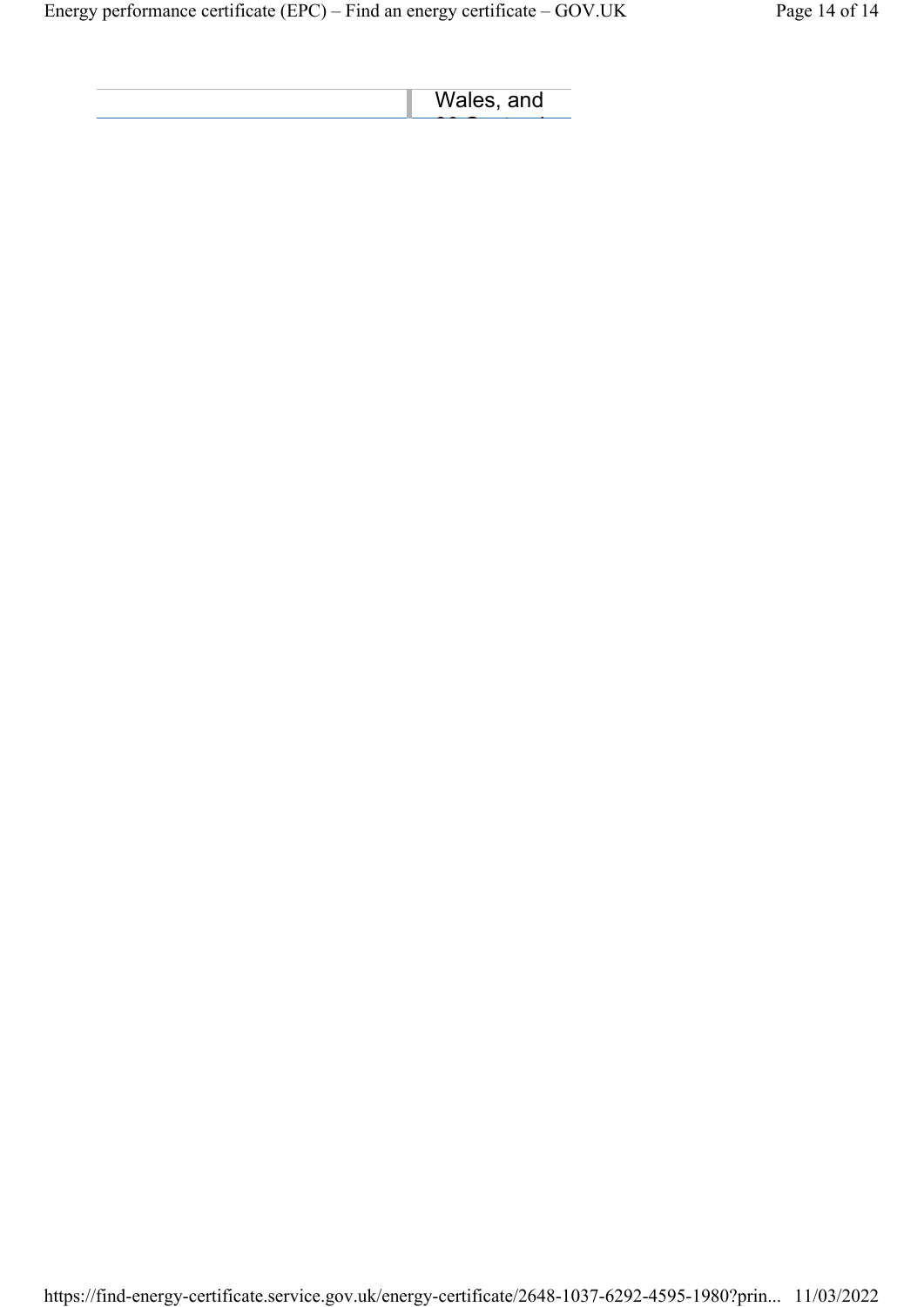| | |
|---|---|
| | Wales, and |